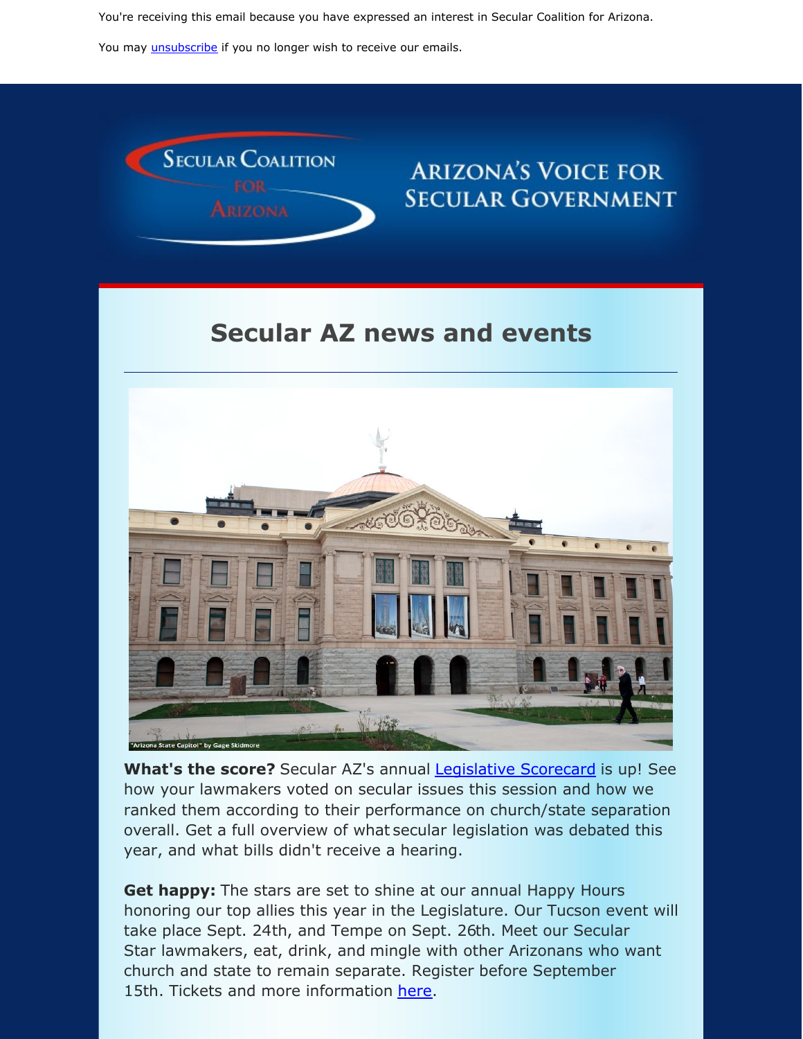You're receiving this email because you have expressed an interest in Secular Coalition for Arizona.

You may [unsubscribe]() if you no longer wish to receive our emails.

Secular Coalition for Arizona

Arizona's Voice for Secular Government

# Secular AZ news and events

"Arizona State Capitol" by Gage Skidmore

**What's the score?** Secular AZ's annual [Legislative Scorecard]() is up! See how your lawmakers voted on secular issues this session and how we ranked them according to their performance on church/state separation overall. Get a full overview of what secular legislation was debated this year, and what bills didn't receive a hearing.

**Get happy:** The stars are set to shine at our annual Happy Hours honoring our top allies this year in the Legislature. Our Tucson event will take place Sept. 24th, and Tempe on Sept. 26th. Meet our Secular Star lawmakers, eat, drink, and mingle with other Arizonans who want church and state to remain separate. Register before September 15th. Tickets and more information [here]().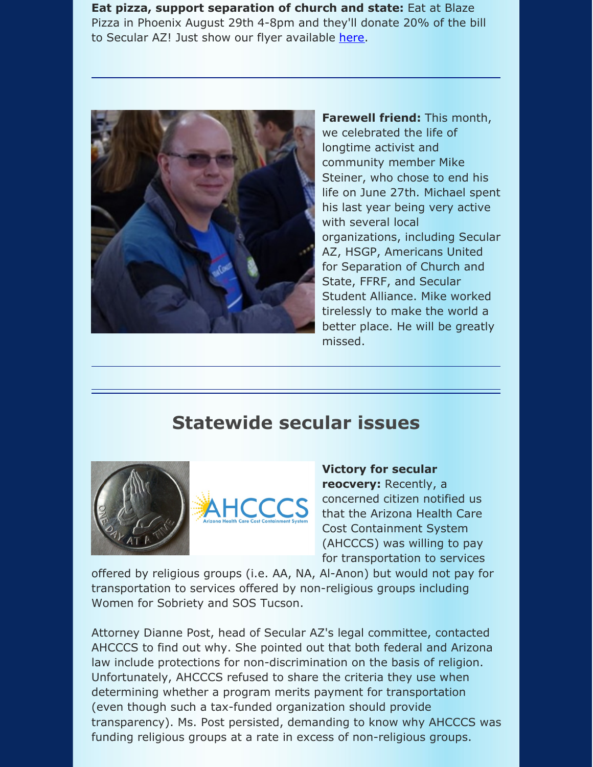**Eat pizza, support separation of church and state:** Eat at Blaze Pizza in Phoenix August 29th 4-8pm and they'll donate 20% of the bill to Secular AZ! Just show our flyer available here.

---

**Farewell friend:** This month, we celebrated the life of longtime activist and community member Mike Steiner, who chose to end his life on June 27th. Michael spent his last year being very active with several local organizations, including Secular AZ, HSGP, Americans United for Separation of Church and State, FFRF, and Secular Student Alliance. Mike worked tirelessly to make the world a better place. He will be greatly missed.

---

## Statewide secular issues

**Victory for secular reocvery:** Recently, a concerned citizen notified us that the Arizona Health Care Cost Containment System (AHCCCS) was willing to pay for transportation to services offered by religious groups (i.e. AA, NA, Al-Anon) but would not pay for transportation to services offered by non-religious groups including Women for Sobriety and SOS Tucson.

Attorney Dianne Post, head of Secular AZ's legal committee, contacted AHCCCS to find out why. She pointed out that both federal and Arizona law include protections for non-discrimination on the basis of religion. Unfortunately, AHCCCS refused to share the criteria they use when determining whether a program merits payment for transportation (even though such a tax-funded organization should provide transparency). Ms. Post persisted, demanding to know why AHCCCS was funding religious groups at a rate in excess of non-religious groups.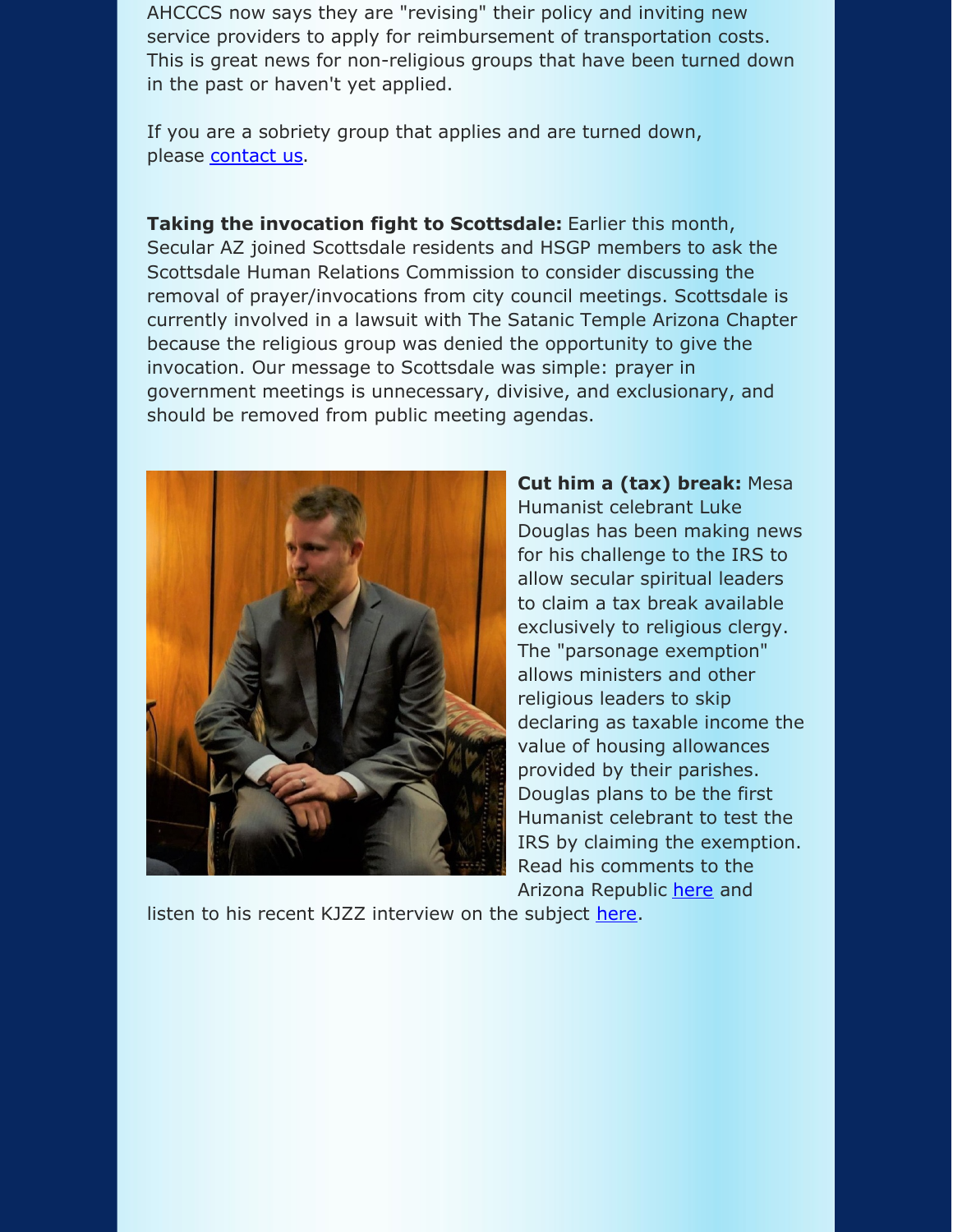AHCCCS now says they are "revising" their policy and inviting new service providers to apply for reimbursement of transportation costs. This is great news for non-religious groups that have been turned down in the past or haven't yet applied.

If you are a sobriety group that applies and are turned down, please contact us.

**Taking the invocation fight to Scottsdale:** Earlier this month, Secular AZ joined Scottsdale residents and HSGP members to ask the Scottsdale Human Relations Commission to consider discussing the removal of prayer/invocations from city council meetings. Scottsdale is currently involved in a lawsuit with The Satanic Temple Arizona Chapter because the religious group was denied the opportunity to give the invocation. Our message to Scottsdale was simple: prayer in government meetings is unnecessary, divisive, and exclusionary, and should be removed from public meeting agendas.

**Cut him a (tax) break:** Mesa Humanist celebrant Luke Douglas has been making news for his challenge to the IRS to allow secular spiritual leaders to claim a tax break available exclusively to religious clergy. The "parsonage exemption" allows ministers and other religious leaders to skip declaring as taxable income the value of housing allowances provided by their parishes. Douglas plans to be the first Humanist celebrant to test the IRS by claiming the exemption. Read his comments to the Arizona Republic here and listen to his recent KJZZ interview on the subject here.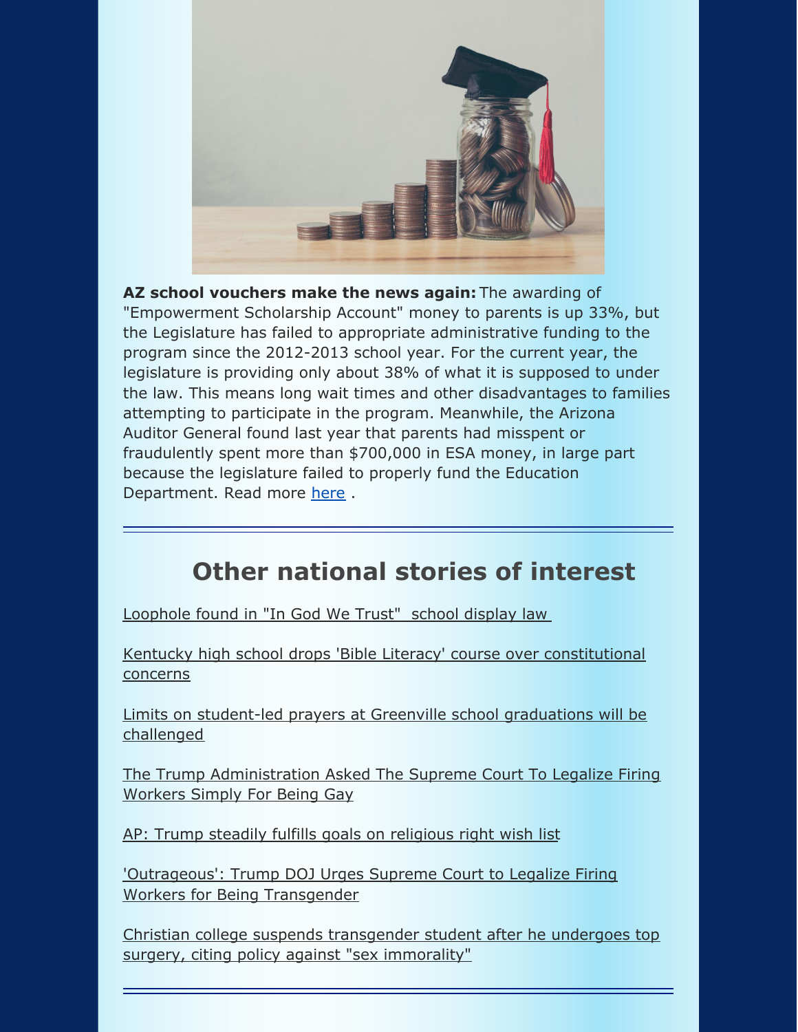**AZ school vouchers make the news again:** The awarding of "Empowerment Scholarship Account" money to parents is up 33%, but the Legislature has failed to appropriate administrative funding to the program since the 2012-2013 school year. For the current year, the legislature is providing only about 38% of what it is supposed to under the law. This means long wait times and other disadvantages to families attempting to participate in the program. Meanwhile, the Arizona Auditor General found last year that parents had misspent or fraudulently spent more than $700,000 in ESA money, in large part because the legislature failed to properly fund the Education Department. Read more here .

---

## Other national stories of interest

Loophole found in "In God We Trust" school display law

Kentucky high school drops 'Bible Literacy' course over constitutional concerns

Limits on student-led prayers at Greenville school graduations will be challenged

The Trump Administration Asked The Supreme Court To Legalize Firing Workers Simply For Being Gay

AP: Trump steadily fulfills goals on religious right wish list

'Outrageous': Trump DOJ Urges Supreme Court to Legalize Firing Workers for Being Transgender

Christian college suspends transgender student after he undergoes top surgery, citing policy against "sex immorality"

---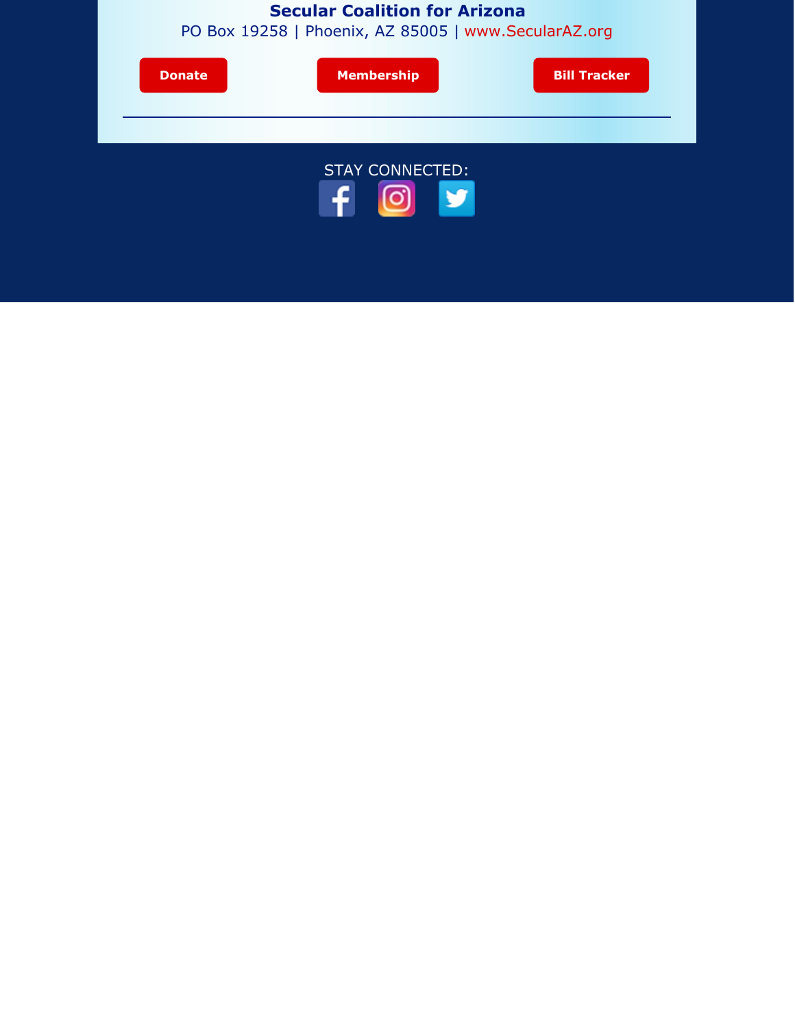**Secular Coalition for Arizona**

PO Box 19258 | Phoenix, AZ 85005 | www.SecularAZ.org

Donate

Membership

Bill Tracker

---

STAY CONNECTED: